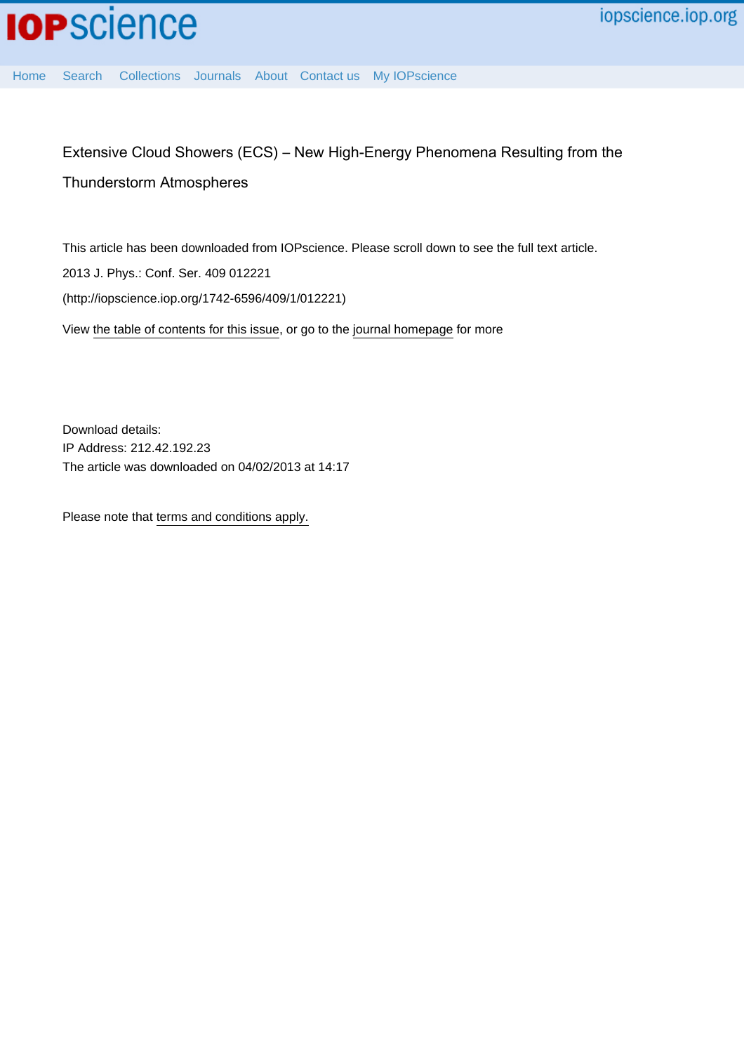Extensive Cloud Showers (ECS) – New High-Energy Phenomena Resulting from the Thunderstorm Atmospheres

This article has been downloaded from IOPscience. Please scroll down to see the full text article.

2013 J. Phys.: Conf. Ser. 409 012221

(http://iopscience.iop.org/1742-6596/409/1/012221)

View the table of contents for this issue, or go to the journal homepage for more

Download details:
IP Address: 212.42.192.23
The article was downloaded on 04/02/2013 at 14:17

Please note that terms and conditions apply.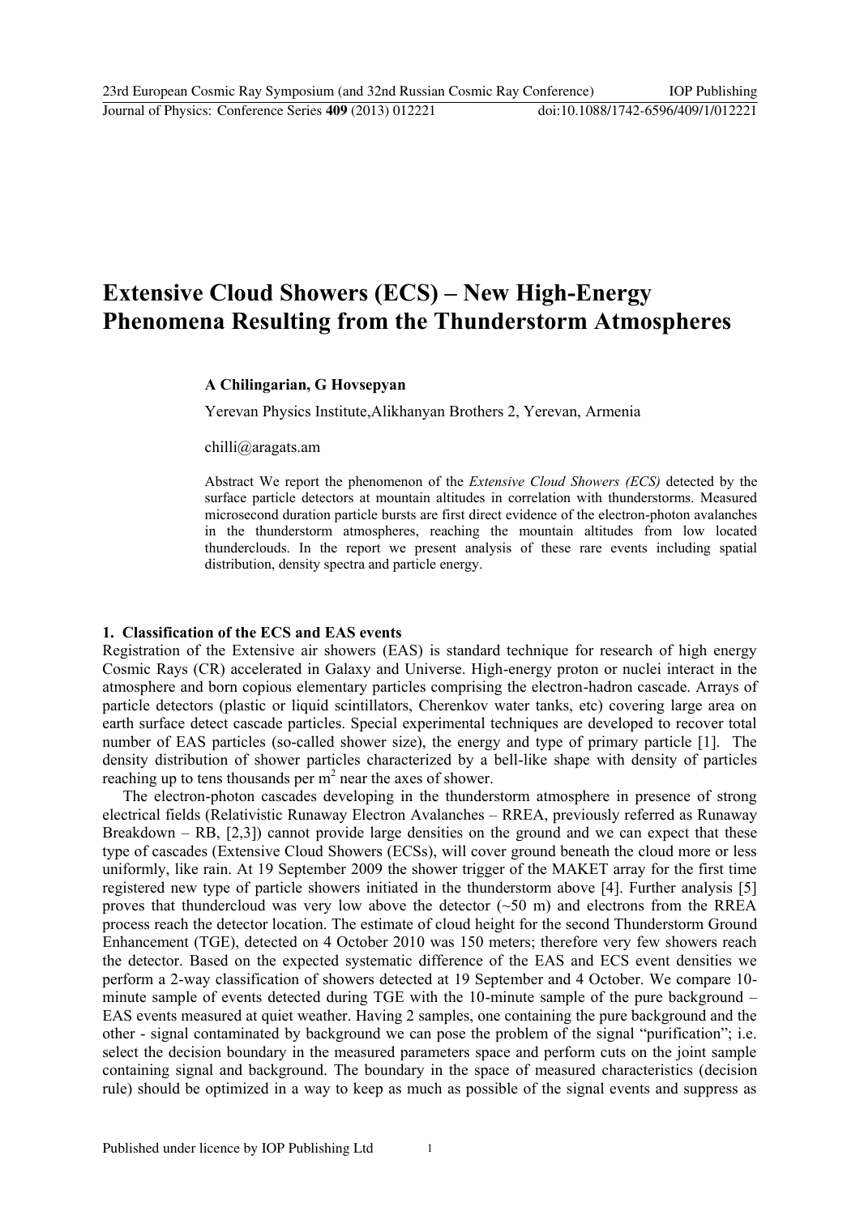# Extensive Cloud Showers (ECS) – New High-Energy Phenomena Resulting from the Thunderstorm Atmospheres

**A Chilingarian, G Hovsepyan**

Yerevan Physics Institute,Alikhanyan Brothers 2, Yerevan, Armenia

chilli@aragats.am

Abstract We report the phenomenon of the *Extensive Cloud Showers (ECS)* detected by the surface particle detectors at mountain altitudes in correlation with thunderstorms. Measured microsecond duration particle bursts are first direct evidence of the electron-photon avalanches in the thunderstorm atmospheres, reaching the mountain altitudes from low located thunderclouds. In the report we present analysis of these rare events including spatial distribution, density spectra and particle energy.

## 1. Classification of the ECS and EAS events

Registration of the Extensive air showers (EAS) is standard technique for research of high energy Cosmic Rays (CR) accelerated in Galaxy and Universe. High-energy proton or nuclei interact in the atmosphere and born copious elementary particles comprising the electron-hadron cascade. Arrays of particle detectors (plastic or liquid scintillators, Cherenkov water tanks, etc) covering large area on earth surface detect cascade particles. Special experimental techniques are developed to recover total number of EAS particles (so-called shower size), the energy and type of primary particle [1]. The density distribution of shower particles characterized by a bell-like shape with density of particles reaching up to tens thousands per $m^2$ near the axes of shower.

The electron-photon cascades developing in the thunderstorm atmosphere in presence of strong electrical fields (Relativistic Runaway Electron Avalanches – RREA, previously referred as Runaway Breakdown – RB, [2,3]) cannot provide large densities on the ground and we can expect that these type of cascades (Extensive Cloud Showers (ECSs), will cover ground beneath the cloud more or less uniformly, like rain. At 19 September 2009 the shower trigger of the MAKET array for the first time registered new type of particle showers initiated in the thunderstorm above [4]. Further analysis [5] proves that thundercloud was very low above the detector (~50 m) and electrons from the RREA process reach the detector location. The estimate of cloud height for the second Thunderstorm Ground Enhancement (TGE), detected on 4 October 2010 was 150 meters; therefore very few showers reach the detector. Based on the expected systematic difference of the EAS and ECS event densities we perform a 2-way classification of showers detected at 19 September and 4 October. We compare 10-minute sample of events detected during TGE with the 10-minute sample of the pure background – EAS events measured at quiet weather. Having 2 samples, one containing the pure background and the other - signal contaminated by background we can pose the problem of the signal "purification"; i.e. select the decision boundary in the measured parameters space and perform cuts on the joint sample containing signal and background. The boundary in the space of measured characteristics (decision rule) should be optimized in a way to keep as much as possible of the signal events and suppress as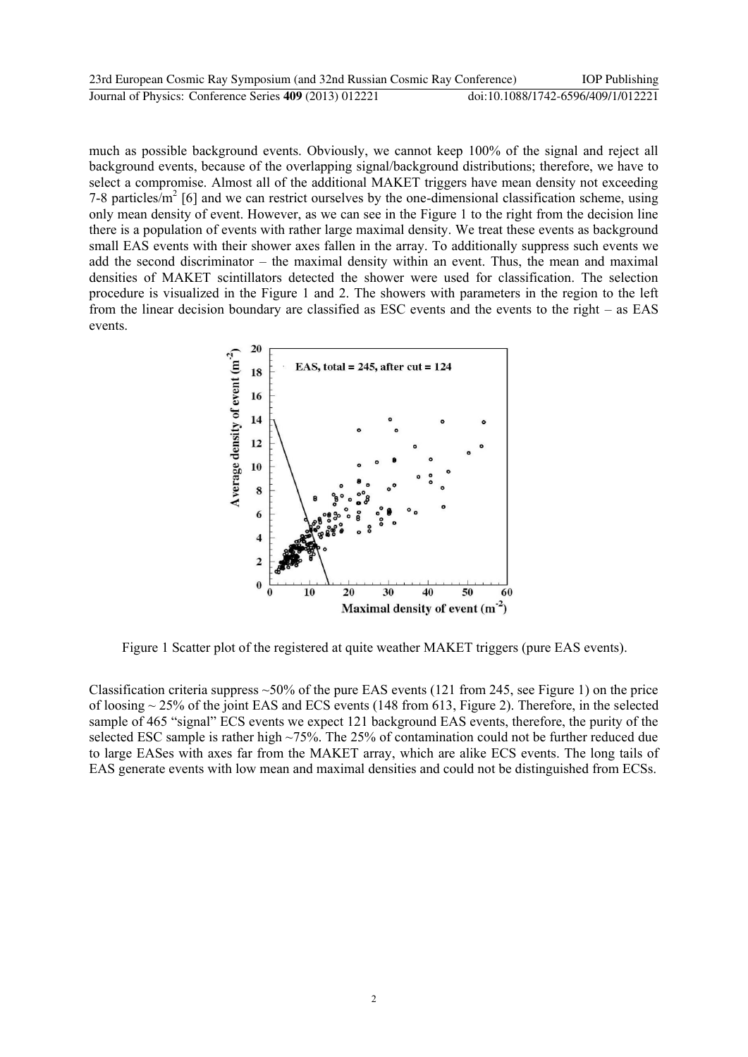much as possible background events. Obviously, we cannot keep 100% of the signal and reject all background events, because of the overlapping signal/background distributions; therefore, we have to select a compromise. Almost all of the additional MAKET triggers have mean density not exceeding 7-8 particles/m$^2$ [6] and we can restrict ourselves by the one-dimensional classification scheme, using only mean density of event. However, as we can see in the Figure 1 to the right from the decision line there is a population of events with rather large maximal density. We treat these events as background small EAS events with their shower axes fallen in the array. To additionally suppress such events we add the second discriminator – the maximal density within an event. Thus, the mean and maximal densities of MAKET scintillators detected the shower were used for classification. The selection procedure is visualized in the Figure 1 and 2. The showers with parameters in the region to the left from the linear decision boundary are classified as ESC events and the events to the right – as EAS events.

Figure 1 Scatter plot of the registered at quite weather MAKET triggers (pure EAS events).

Classification criteria suppress ~50% of the pure EAS events (121 from 245, see Figure 1) on the price of loosing ~ 25% of the joint EAS and ECS events (148 from 613, Figure 2). Therefore, in the selected sample of 465 "signal" ECS events we expect 121 background EAS events, therefore, the purity of the selected ESC sample is rather high ~75%. The 25% of contamination could not be further reduced due to large EASes with axes far from the MAKET array, which are alike ECS events. The long tails of EAS generate events with low mean and maximal densities and could not be distinguished from ECSs.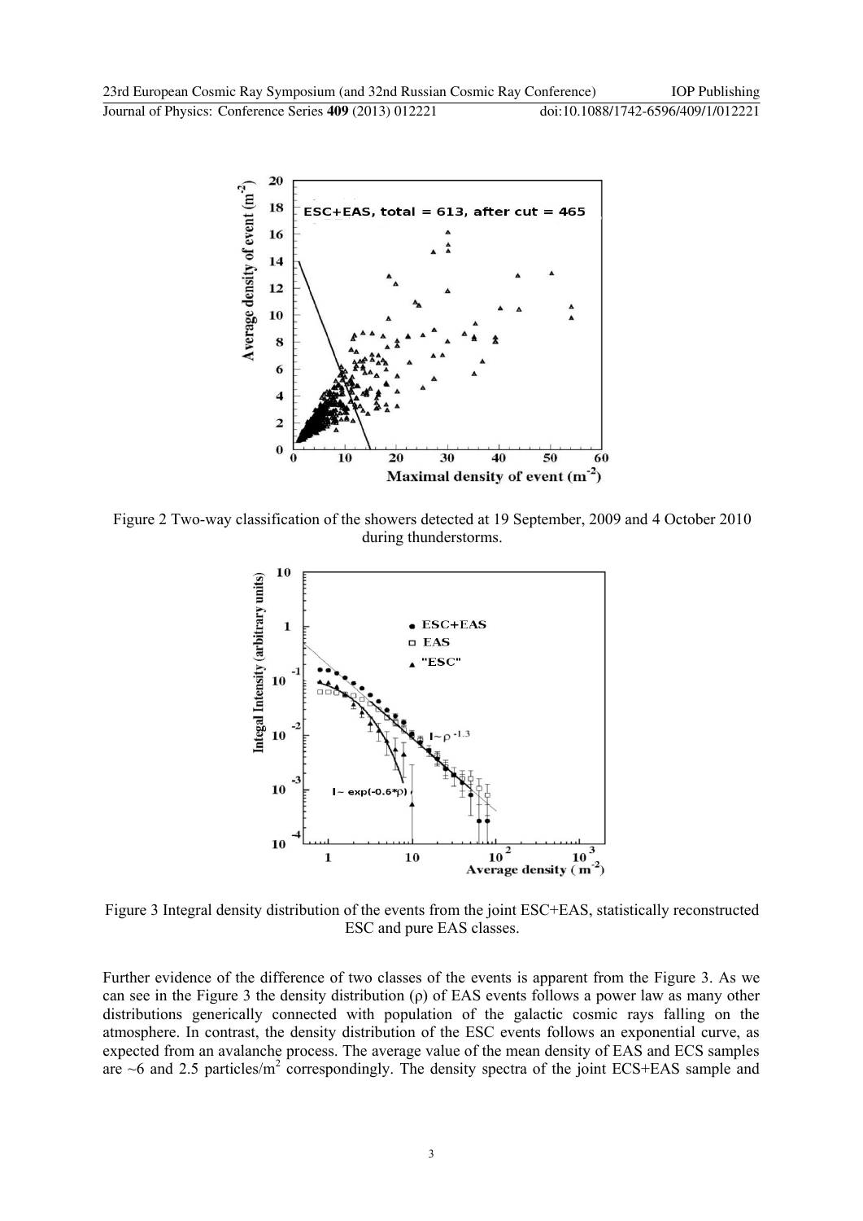Figure 2 Two-way classification of the showers detected at 19 September, 2009 and 4 October 2010 during thunderstorms.

Figure 3 Integral density distribution of the events from the joint ESC+EAS, statistically reconstructed ESC and pure EAS classes.

Further evidence of the difference of two classes of the events is apparent from the Figure 3. As we can see in the Figure 3 the density distribution (ρ) of EAS events follows a power law as many other distributions generically connected with population of the galactic cosmic rays falling on the atmosphere. In contrast, the density distribution of the ESC events follows an exponential curve, as expected from an avalanche process. The average value of the mean density of EAS and ECS samples are ~6 and 2.5 particles/m$^2$ correspondingly. The density spectra of the joint ECS+EAS sample and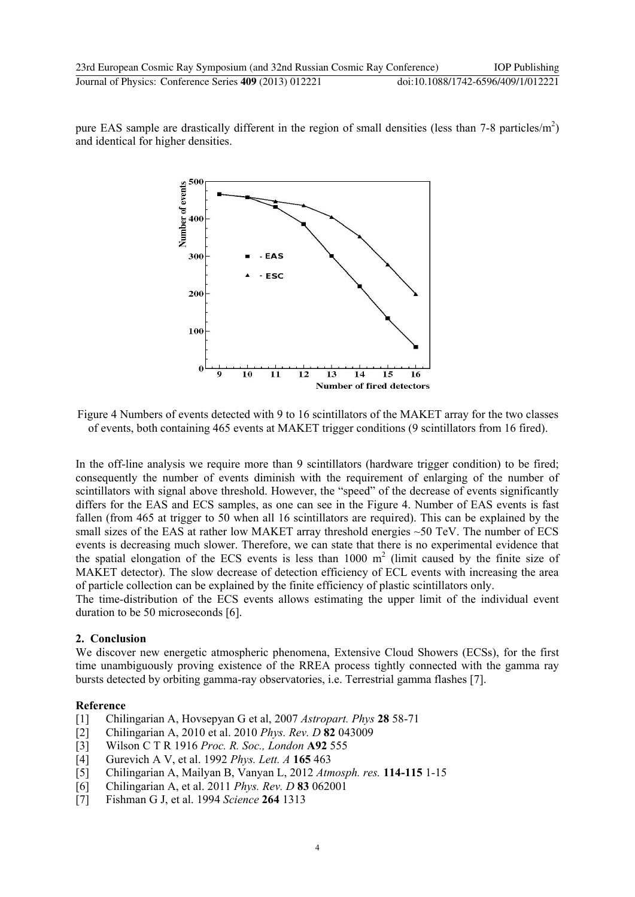pure EAS sample are drastically different in the region of small densities (less than 7-8 particles/m$^2$) and identical for higher densities.

Number of events

500
400
300
200
100
0

■ - EAS
▲ - ESC

9 10 11 12 13 14 15 16

Number of fired detectors

Figure 4 Numbers of events detected with 9 to 16 scintillators of the MAKET array for the two classes of events, both containing 465 events at MAKET trigger conditions (9 scintillators from 16 fired).

In the off-line analysis we require more than 9 scintillators (hardware trigger condition) to be fired; consequently the number of events diminish with the requirement of enlarging of the number of scintillators with signal above threshold. However, the "speed" of the decrease of events significantly differs for the EAS and ECS samples, as one can see in the Figure 4. Number of EAS events is fast fallen (from 465 at trigger to 50 when all 16 scintillators are required). This can be explained by the small sizes of the EAS at rather low MAKET array threshold energies ~50 TeV. The number of ECS events is decreasing much slower. Therefore, we can state that there is no experimental evidence that the spatial elongation of the ECS events is less than 1000 m$^2$ (limit caused by the finite size of MAKET detector). The slow decrease of detection efficiency of ECL events with increasing the area of particle collection can be explained by the finite efficiency of plastic scintillators only.

The time-distribution of the ECS events allows estimating the upper limit of the individual event duration to be 50 microseconds [6].

## 2. Conclusion

We discover new energetic atmospheric phenomena, Extensive Cloud Showers (ECSs), for the first time unambiguously proving existence of the RREA process tightly connected with the gamma ray bursts detected by orbiting gamma-ray observatories, i.e. Terrestrial gamma flashes [7].

## Reference

[1] Chilingarian A, Hovsepyan G et al, 2007 *Astropart. Phys* **28** 58-71

[2] Chilingarian A, 2010 et al. 2010 *Phys. Rev. D* **82** 043009

[3] Wilson C T R 1916 *Proc. R. Soc., London* **A92** 555

[4] Gurevich A V, et al. 1992 *Phys. Lett. A* **165** 463

[5] Chilingarian A, Mailyan B, Vanyan L, 2012 *Atmosph. res.* **114-115** 1-15

[6] Chilingarian A, et al. 2011 *Phys. Rev. D* **83** 062001

[7] Fishman G J, et al. 1994 *Science* **264** 1313